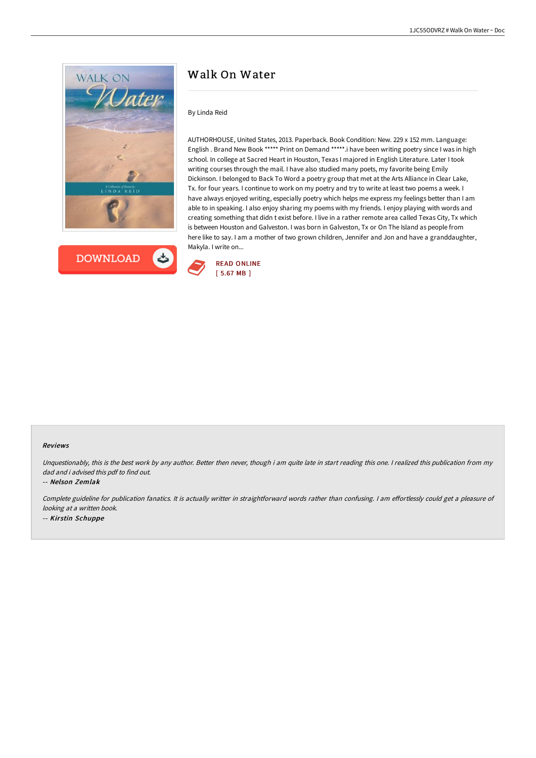# Walk On Water

By Linda Reid

AUTHORHOUSE, United States, 2013. Paperback. Book Condition: New. 229 x 152 mm. Language: English . Brand New Book ***** Print on Demand *****.i have been writing poetry since I was in high school. In college at Sacred Heart in Houston, Texas I majored in English Literature. Later I took writing courses through the mail. I have also studied many poets, my favorite being Emily Dickinson. I belonged to Back To Word a poetry group that met at the Arts Alliance in Clear Lake, Tx. for four years. I continue to work on my poetry and try to write at least two poems a week. I have always enjoyed writing, especially poetry which helps me express my feelings better than I am able to in speaking. I also enjoy sharing my poems with my friends. I enjoy playing with words and creating something that didn t exist before. I live in a rather remote area called Texas City, Tx which is between Houston and Galveston. I was born in Galveston, Tx or On The Island as people from here like to say. I am a mother of two grown children, Jennifer and Jon and have a granddaughter, Makyla. I write on...

DOWNLOAD

READ ONLINE
[ 5.67 MB ]

### Reviews

*Unquestionably, this is the best work by any author. Better then never, though i am quite late in start reading this one. I realized this publication from my dad and i advised this pdf to find out.*

-- ***Nelson Zemlak***

*Complete guideline for publication fanatics. It is actually writter in straightforward words rather than confusing. I am effortlessly could get a pleasure of looking at a written book.*

-- ***Kirstin Schuppe***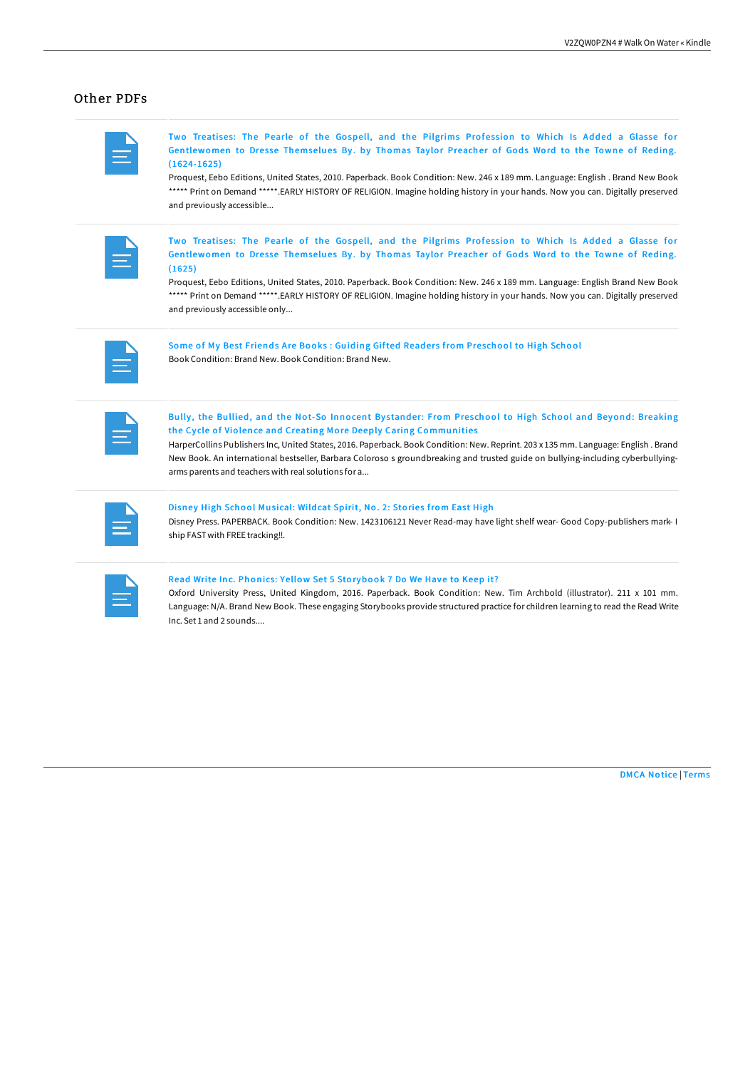## Other PDFs

Two Treatises: The Pearle of the Gospell, and the Pilgrims Profession to Which Is Added a Glasse for Gentlewomen to Dresse Themselues By. by Thomas Taylor Preacher of Gods Word to the Towne of Reding. (1624-1625)

Proquest, Eebo Editions, United States, 2010. Paperback. Book Condition: New. 246 x 189 mm. Language: English . Brand New Book ***** Print on Demand *****.EARLY HISTORY OF RELIGION. Imagine holding history in your hands. Now you can. Digitally preserved and previously accessible...

Two Treatises: The Pearle of the Gospell, and the Pilgrims Profession to Which Is Added a Glasse for Gentlewomen to Dresse Themselues By. by Thomas Taylor Preacher of Gods Word to the Towne of Reding. (1625)

Proquest, Eebo Editions, United States, 2010. Paperback. Book Condition: New. 246 x 189 mm. Language: English Brand New Book ***** Print on Demand *****.EARLY HISTORY OF RELIGION. Imagine holding history in your hands. Now you can. Digitally preserved and previously accessible only...

Some of My Best Friends Are Books : Guiding Gifted Readers from Preschool to High School

Book Condition: Brand New. Book Condition: Brand New.

Bully, the Bullied, and the Not-So Innocent Bystander: From Preschool to High School and Beyond: Breaking the Cycle of Violence and Creating More Deeply Caring Communities

HarperCollins Publishers Inc, United States, 2016. Paperback. Book Condition: New. Reprint. 203 x 135 mm. Language: English . Brand New Book. An international bestseller, Barbara Coloroso s groundbreaking and trusted guide on bullying-including cyberbullying-arms parents and teachers with real solutions for a...

Disney High School Musical: Wildcat Spirit, No. 2: Stories from East High

Disney Press. PAPERBACK. Book Condition: New. 1423106121 Never Read-may have light shelf wear- Good Copy-publishers mark- I ship FAST with FREE tracking!!.

Read Write Inc. Phonics: Yellow Set 5 Storybook 7 Do We Have to Keep it?

Oxford University Press, United Kingdom, 2016. Paperback. Book Condition: New. Tim Archbold (illustrator). 211 x 101 mm. Language: N/A. Brand New Book. These engaging Storybooks provide structured practice for children learning to read the Read Write Inc. Set 1 and 2 sounds....

DMCA Notice | Terms